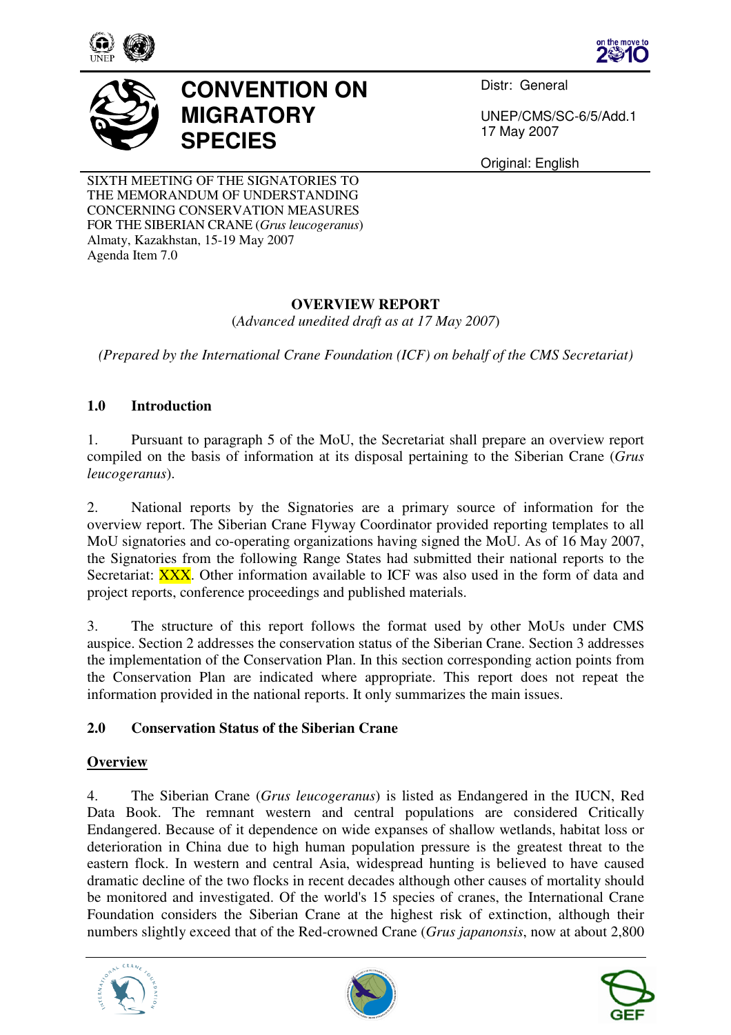# CONVENTION ON MIGRATORY SPECIES

Distr: General

UNEP/CMS/SC-6/5/Add.1
17 May 2007

Original: English

SIXTH MEETING OF THE SIGNATORIES TO THE MEMORANDUM OF UNDERSTANDING CONCERNING CONSERVATION MEASURES FOR THE SIBERIAN CRANE (*Grus leucogeranus*)
Almaty, Kazakhstan, 15-19 May 2007
Agenda Item 7.0

**OVERVIEW REPORT**
(*Advanced unedited draft as at 17 May 2007*)

*(Prepared by the International Crane Foundation (ICF) on behalf of the CMS Secretariat)*

## 1.0 Introduction

1. Pursuant to paragraph 5 of the MoU, the Secretariat shall prepare an overview report compiled on the basis of information at its disposal pertaining to the Siberian Crane (*Grus leucogeranus*).

2. National reports by the Signatories are a primary source of information for the overview report. The Siberian Crane Flyway Coordinator provided reporting templates to all MoU signatories and co-operating organizations having signed the MoU. As of 16 May 2007, the Signatories from the following Range States had submitted their national reports to the Secretariat: XXX. Other information available to ICF was also used in the form of data and project reports, conference proceedings and published materials.

3. The structure of this report follows the format used by other MoUs under CMS auspice. Section 2 addresses the conservation status of the Siberian Crane. Section 3 addresses the implementation of the Conservation Plan. In this section corresponding action points from the Conservation Plan are indicated where appropriate. This report does not repeat the information provided in the national reports. It only summarizes the main issues.

## 2.0 Conservation Status of the Siberian Crane

### Overview

4. The Siberian Crane (*Grus leucogeranus*) is listed as Endangered in the IUCN, Red Data Book. The remnant western and central populations are considered Critically Endangered. Because of it dependence on wide expanses of shallow wetlands, habitat loss or deterioration in China due to high human population pressure is the greatest threat to the eastern flock. In western and central Asia, widespread hunting is believed to have caused dramatic decline of the two flocks in recent decades although other causes of mortality should be monitored and investigated. Of the world's 15 species of cranes, the International Crane Foundation considers the Siberian Crane at the highest risk of extinction, although their numbers slightly exceed that of the Red-crowned Crane (*Grus japanonsis*, now at about 2,800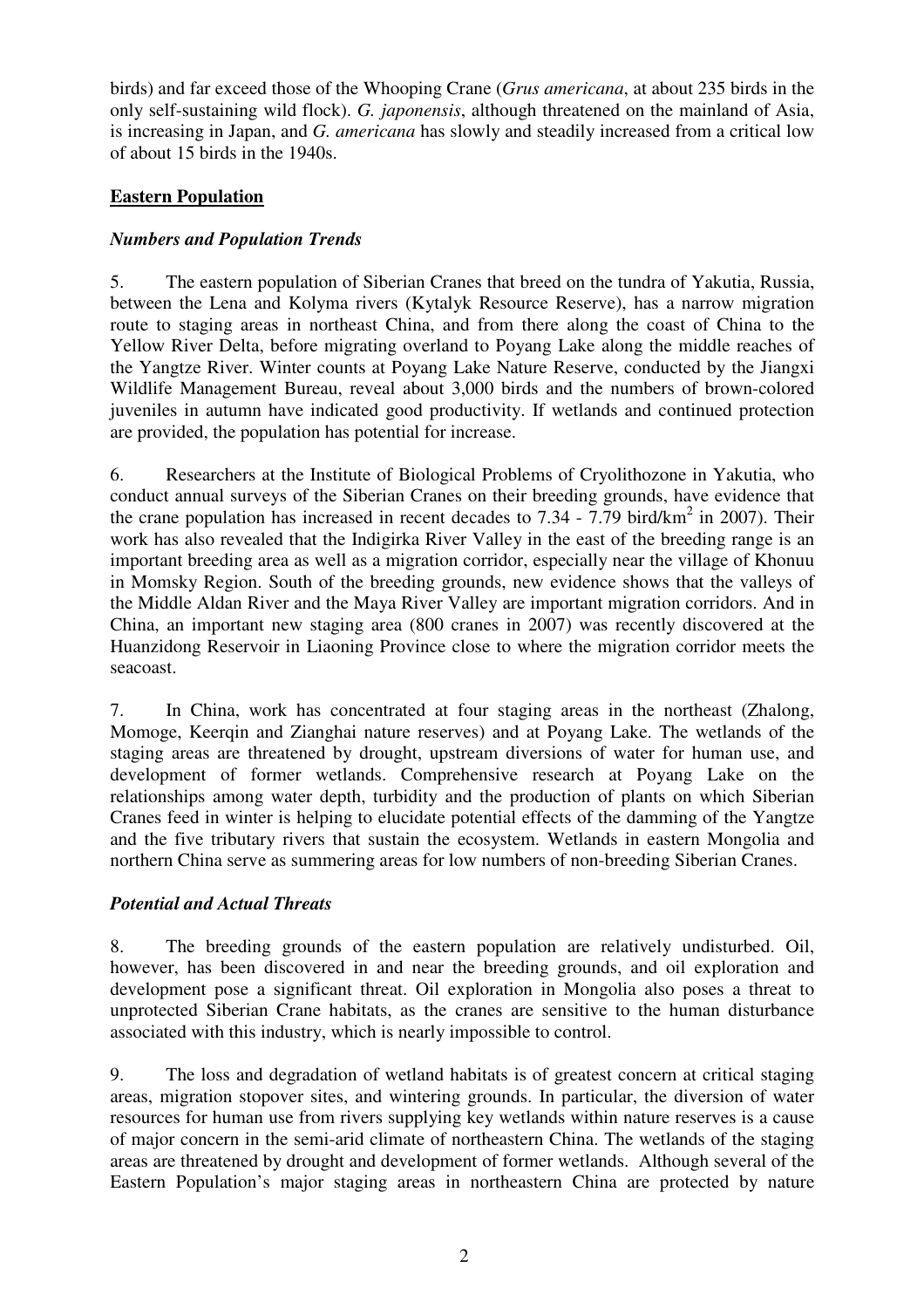birds) and far exceed those of the Whooping Crane (*Grus americana*, at about 235 birds in the only self-sustaining wild flock). *G. japonensis*, although threatened on the mainland of Asia, is increasing in Japan, and *G. americana* has slowly and steadily increased from a critical low of about 15 birds in the 1940s.

## **Eastern Population**

### ***Numbers and Population Trends***

5. The eastern population of Siberian Cranes that breed on the tundra of Yakutia, Russia, between the Lena and Kolyma rivers (Kytalyk Resource Reserve), has a narrow migration route to staging areas in northeast China, and from there along the coast of China to the Yellow River Delta, before migrating overland to Poyang Lake along the middle reaches of the Yangtze River. Winter counts at Poyang Lake Nature Reserve, conducted by the Jiangxi Wildlife Management Bureau, reveal about 3,000 birds and the numbers of brown-colored juveniles in autumn have indicated good productivity. If wetlands and continued protection are provided, the population has potential for increase.

6. Researchers at the Institute of Biological Problems of Cryolithozone in Yakutia, who conduct annual surveys of the Siberian Cranes on their breeding grounds, have evidence that the crane population has increased in recent decades to 7.34 - 7.79 bird/km$^2$ in 2007). Their work has also revealed that the Indigirka River Valley in the east of the breeding range is an important breeding area as well as a migration corridor, especially near the village of Khonuu in Momsky Region. South of the breeding grounds, new evidence shows that the valleys of the Middle Aldan River and the Maya River Valley are important migration corridors. And in China, an important new staging area (800 cranes in 2007) was recently discovered at the Huanzidong Reservoir in Liaoning Province close to where the migration corridor meets the seacoast.

7. In China, work has concentrated at four staging areas in the northeast (Zhalong, Momoge, Keerqin and Zianghai nature reserves) and at Poyang Lake. The wetlands of the staging areas are threatened by drought, upstream diversions of water for human use, and development of former wetlands. Comprehensive research at Poyang Lake on the relationships among water depth, turbidity and the production of plants on which Siberian Cranes feed in winter is helping to elucidate potential effects of the damming of the Yangtze and the five tributary rivers that sustain the ecosystem. Wetlands in eastern Mongolia and northern China serve as summering areas for low numbers of non-breeding Siberian Cranes.

### ***Potential and Actual Threats***

8. The breeding grounds of the eastern population are relatively undisturbed. Oil, however, has been discovered in and near the breeding grounds, and oil exploration and development pose a significant threat. Oil exploration in Mongolia also poses a threat to unprotected Siberian Crane habitats, as the cranes are sensitive to the human disturbance associated with this industry, which is nearly impossible to control.

9. The loss and degradation of wetland habitats is of greatest concern at critical staging areas, migration stopover sites, and wintering grounds. In particular, the diversion of water resources for human use from rivers supplying key wetlands within nature reserves is a cause of major concern in the semi-arid climate of northeastern China. The wetlands of the staging areas are threatened by drought and development of former wetlands. Although several of the Eastern Population's major staging areas in northeastern China are protected by nature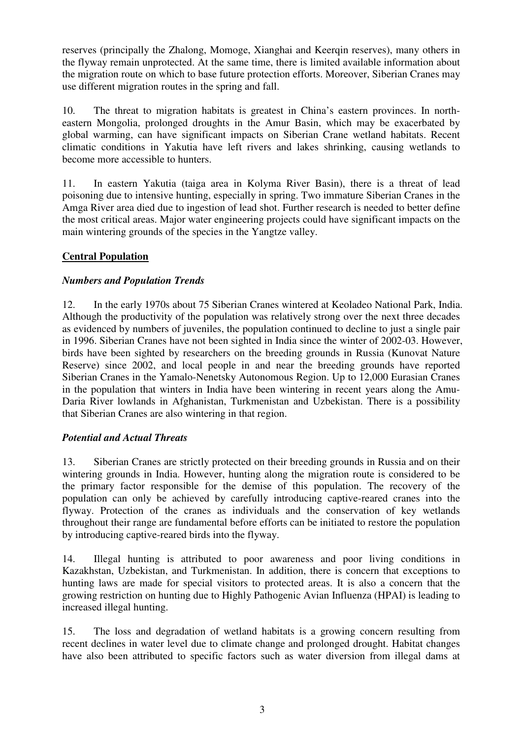reserves (principally the Zhalong, Momoge, Xianghai and Keerqin reserves), many others in the flyway remain unprotected. At the same time, there is limited available information about the migration route on which to base future protection efforts. Moreover, Siberian Cranes may use different migration routes in the spring and fall.

10. The threat to migration habitats is greatest in China's eastern provinces. In north-eastern Mongolia, prolonged droughts in the Amur Basin, which may be exacerbated by global warming, can have significant impacts on Siberian Crane wetland habitats. Recent climatic conditions in Yakutia have left rivers and lakes shrinking, causing wetlands to become more accessible to hunters.

11. In eastern Yakutia (taiga area in Kolyma River Basin), there is a threat of lead poisoning due to intensive hunting, especially in spring. Two immature Siberian Cranes in the Amga River area died due to ingestion of lead shot. Further research is needed to better define the most critical areas. Major water engineering projects could have significant impacts on the main wintering grounds of the species in the Yangtze valley.

## Central Population

### *Numbers and Population Trends*

12. In the early 1970s about 75 Siberian Cranes wintered at Keoladeo National Park, India. Although the productivity of the population was relatively strong over the next three decades as evidenced by numbers of juveniles, the population continued to decline to just a single pair in 1996. Siberian Cranes have not been sighted in India since the winter of 2002-03. However, birds have been sighted by researchers on the breeding grounds in Russia (Kunovat Nature Reserve) since 2002, and local people in and near the breeding grounds have reported Siberian Cranes in the Yamalo-Nenetsky Autonomous Region. Up to 12,000 Eurasian Cranes in the population that winters in India have been wintering in recent years along the Amu-Daria River lowlands in Afghanistan, Turkmenistan and Uzbekistan. There is a possibility that Siberian Cranes are also wintering in that region.

### *Potential and Actual Threats*

13. Siberian Cranes are strictly protected on their breeding grounds in Russia and on their wintering grounds in India. However, hunting along the migration route is considered to be the primary factor responsible for the demise of this population. The recovery of the population can only be achieved by carefully introducing captive-reared cranes into the flyway. Protection of the cranes as individuals and the conservation of key wetlands throughout their range are fundamental before efforts can be initiated to restore the population by introducing captive-reared birds into the flyway.

14. Illegal hunting is attributed to poor awareness and poor living conditions in Kazakhstan, Uzbekistan, and Turkmenistan. In addition, there is concern that exceptions to hunting laws are made for special visitors to protected areas. It is also a concern that the growing restriction on hunting due to Highly Pathogenic Avian Influenza (HPAI) is leading to increased illegal hunting.

15. The loss and degradation of wetland habitats is a growing concern resulting from recent declines in water level due to climate change and prolonged drought. Habitat changes have also been attributed to specific factors such as water diversion from illegal dams at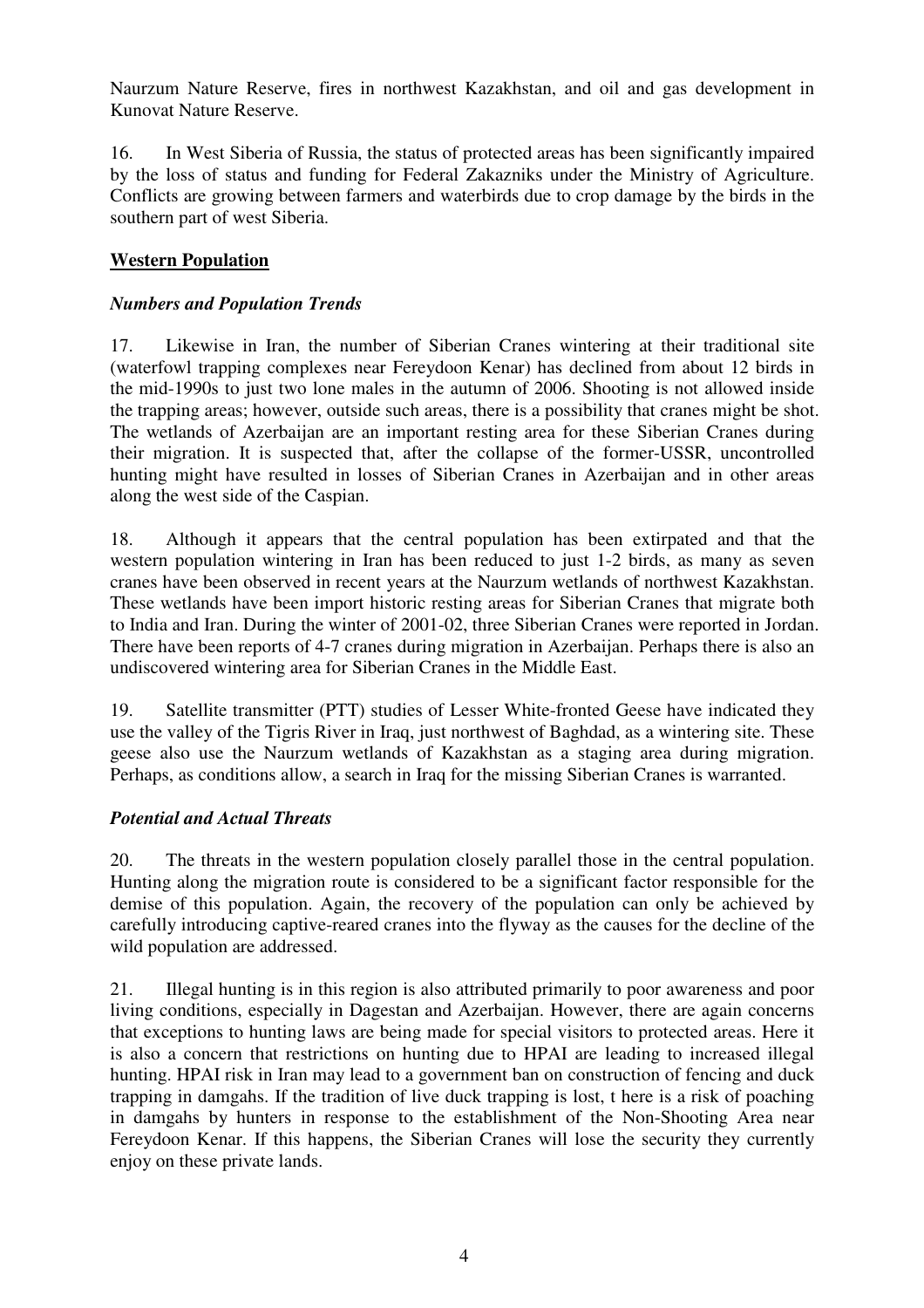Naurzum Nature Reserve, fires in northwest Kazakhstan, and oil and gas development in Kunovat Nature Reserve.

16. In West Siberia of Russia, the status of protected areas has been significantly impaired by the loss of status and funding for Federal Zakazniks under the Ministry of Agriculture. Conflicts are growing between farmers and waterbirds due to crop damage by the birds in the southern part of west Siberia.

## **Western Population**

### ***Numbers and Population Trends***

17. Likewise in Iran, the number of Siberian Cranes wintering at their traditional site (waterfowl trapping complexes near Fereydoon Kenar) has declined from about 12 birds in the mid-1990s to just two lone males in the autumn of 2006. Shooting is not allowed inside the trapping areas; however, outside such areas, there is a possibility that cranes might be shot. The wetlands of Azerbaijan are an important resting area for these Siberian Cranes during their migration. It is suspected that, after the collapse of the former-USSR, uncontrolled hunting might have resulted in losses of Siberian Cranes in Azerbaijan and in other areas along the west side of the Caspian.

18. Although it appears that the central population has been extirpated and that the western population wintering in Iran has been reduced to just 1-2 birds, as many as seven cranes have been observed in recent years at the Naurzum wetlands of northwest Kazakhstan. These wetlands have been import historic resting areas for Siberian Cranes that migrate both to India and Iran. During the winter of 2001-02, three Siberian Cranes were reported in Jordan. There have been reports of 4-7 cranes during migration in Azerbaijan. Perhaps there is also an undiscovered wintering area for Siberian Cranes in the Middle East.

19. Satellite transmitter (PTT) studies of Lesser White-fronted Geese have indicated they use the valley of the Tigris River in Iraq, just northwest of Baghdad, as a wintering site. These geese also use the Naurzum wetlands of Kazakhstan as a staging area during migration. Perhaps, as conditions allow, a search in Iraq for the missing Siberian Cranes is warranted.

### ***Potential and Actual Threats***

20. The threats in the western population closely parallel those in the central population. Hunting along the migration route is considered to be a significant factor responsible for the demise of this population. Again, the recovery of the population can only be achieved by carefully introducing captive-reared cranes into the flyway as the causes for the decline of the wild population are addressed.

21. Illegal hunting is in this region is also attributed primarily to poor awareness and poor living conditions, especially in Dagestan and Azerbaijan. However, there are again concerns that exceptions to hunting laws are being made for special visitors to protected areas. Here it is also a concern that restrictions on hunting due to HPAI are leading to increased illegal hunting. HPAI risk in Iran may lead to a government ban on construction of fencing and duck trapping in damgahs. If the tradition of live duck trapping is lost, t here is a risk of poaching in damgahs by hunters in response to the establishment of the Non-Shooting Area near Fereydoon Kenar. If this happens, the Siberian Cranes will lose the security they currently enjoy on these private lands.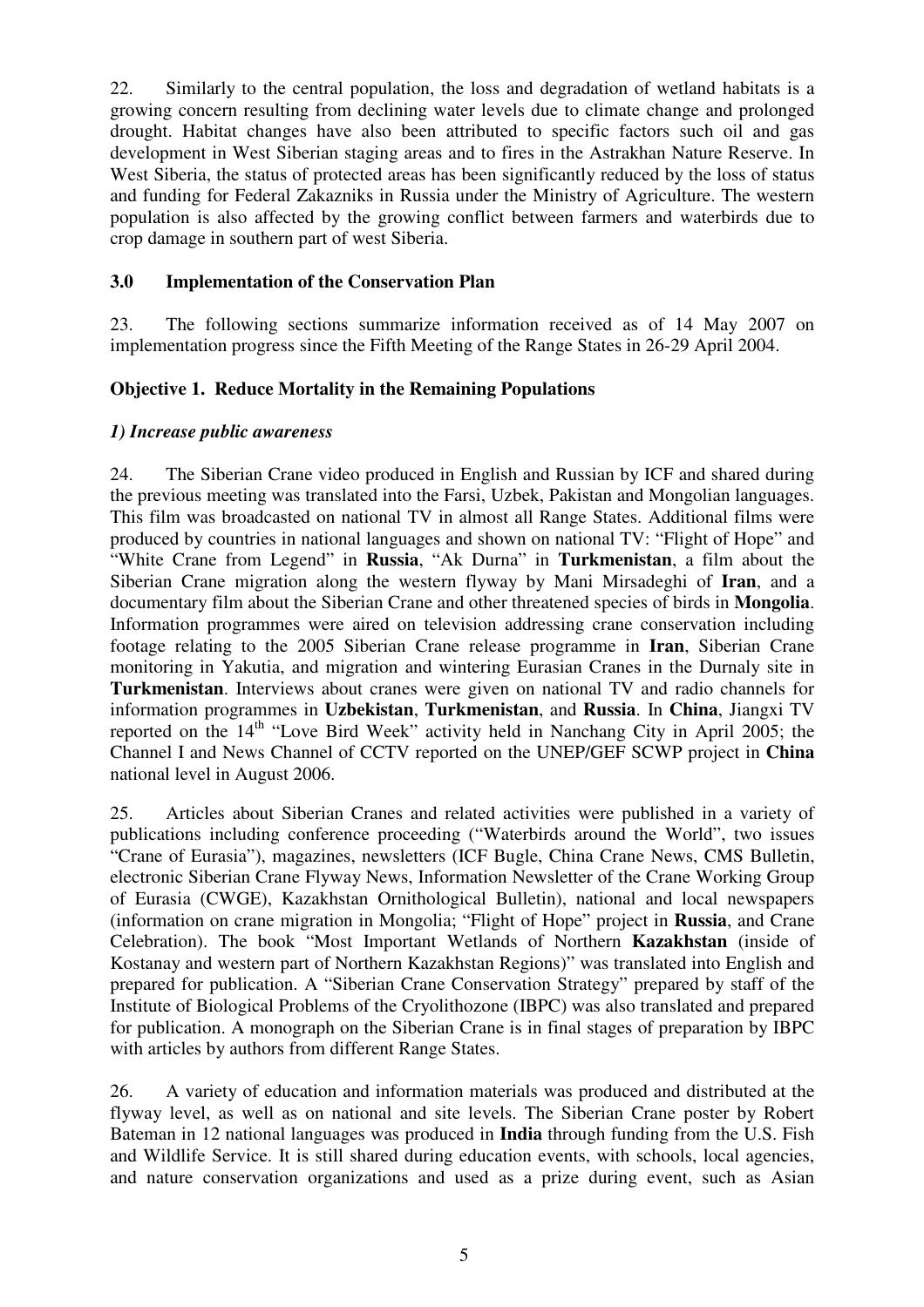22. Similarly to the central population, the loss and degradation of wetland habitats is a growing concern resulting from declining water levels due to climate change and prolonged drought. Habitat changes have also been attributed to specific factors such oil and gas development in West Siberian staging areas and to fires in the Astrakhan Nature Reserve. In West Siberia, the status of protected areas has been significantly reduced by the loss of status and funding for Federal Zakazniks in Russia under the Ministry of Agriculture. The western population is also affected by the growing conflict between farmers and waterbirds due to crop damage in southern part of west Siberia.

## 3.0 Implementation of the Conservation Plan

23. The following sections summarize information received as of 14 May 2007 on implementation progress since the Fifth Meeting of the Range States in 26-29 April 2004.

### Objective 1. Reduce Mortality in the Remaining Populations

#### *1) Increase public awareness*

24. The Siberian Crane video produced in English and Russian by ICF and shared during the previous meeting was translated into the Farsi, Uzbek, Pakistan and Mongolian languages. This film was broadcasted on national TV in almost all Range States. Additional films were produced by countries in national languages and shown on national TV: "Flight of Hope" and "White Crane from Legend" in **Russia**, "Ak Durna" in **Turkmenistan**, a film about the Siberian Crane migration along the western flyway by Mani Mirsadeghi of **Iran**, and a documentary film about the Siberian Crane and other threatened species of birds in **Mongolia**. Information programmes were aired on television addressing crane conservation including footage relating to the 2005 Siberian Crane release programme in **Iran**, Siberian Crane monitoring in Yakutia, and migration and wintering Eurasian Cranes in the Durnaly site in **Turkmenistan**. Interviews about cranes were given on national TV and radio channels for information programmes in **Uzbekistan**, **Turkmenistan**, and **Russia**. In **China**, Jiangxi TV reported on the 14th "Love Bird Week" activity held in Nanchang City in April 2005; the Channel I and News Channel of CCTV reported on the UNEP/GEF SCWP project in **China** national level in August 2006.

25. Articles about Siberian Cranes and related activities were published in a variety of publications including conference proceeding ("Waterbirds around the World", two issues "Crane of Eurasia"), magazines, newsletters (ICF Bugle, China Crane News, CMS Bulletin, electronic Siberian Crane Flyway News, Information Newsletter of the Crane Working Group of Eurasia (CWGE), Kazakhstan Ornithological Bulletin), national and local newspapers (information on crane migration in Mongolia; "Flight of Hope" project in **Russia**, and Crane Celebration). The book "Most Important Wetlands of Northern **Kazakhstan** (inside of Kostanay and western part of Northern Kazakhstan Regions)" was translated into English and prepared for publication. A "Siberian Crane Conservation Strategy" prepared by staff of the Institute of Biological Problems of the Cryolithozone (IBPC) was also translated and prepared for publication. A monograph on the Siberian Crane is in final stages of preparation by IBPC with articles by authors from different Range States.

26. A variety of education and information materials was produced and distributed at the flyway level, as well as on national and site levels. The Siberian Crane poster by Robert Bateman in 12 national languages was produced in **India** through funding from the U.S. Fish and Wildlife Service. It is still shared during education events, with schools, local agencies, and nature conservation organizations and used as a prize during event, such as Asian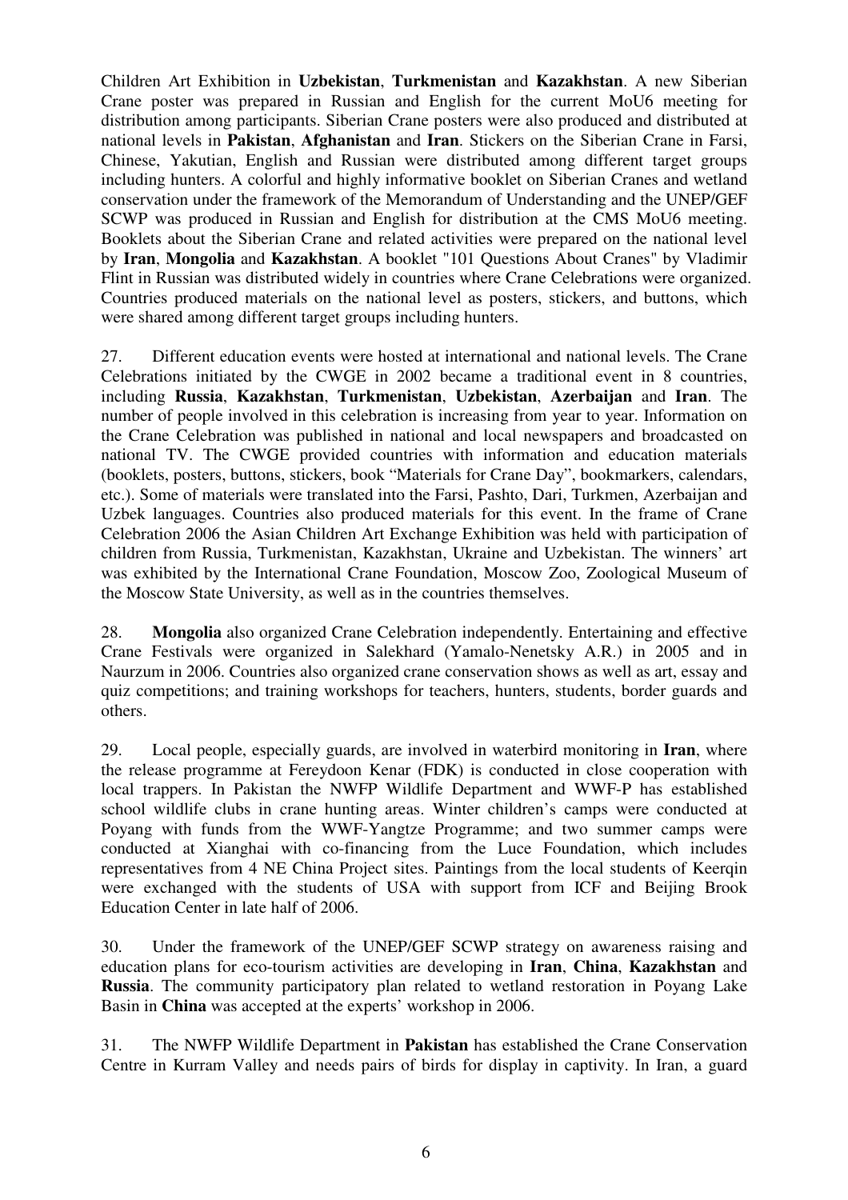Children Art Exhibition in **Uzbekistan**, **Turkmenistan** and **Kazakhstan**. A new Siberian Crane poster was prepared in Russian and English for the current MoU6 meeting for distribution among participants. Siberian Crane posters were also produced and distributed at national levels in **Pakistan**, **Afghanistan** and **Iran**. Stickers on the Siberian Crane in Farsi, Chinese, Yakutian, English and Russian were distributed among different target groups including hunters. A colorful and highly informative booklet on Siberian Cranes and wetland conservation under the framework of the Memorandum of Understanding and the UNEP/GEF SCWP was produced in Russian and English for distribution at the CMS MoU6 meeting. Booklets about the Siberian Crane and related activities were prepared on the national level by **Iran**, **Mongolia** and **Kazakhstan**. A booklet "101 Questions About Cranes" by Vladimir Flint in Russian was distributed widely in countries where Crane Celebrations were organized. Countries produced materials on the national level as posters, stickers, and buttons, which were shared among different target groups including hunters.

27. Different education events were hosted at international and national levels. The Crane Celebrations initiated by the CWGE in 2002 became a traditional event in 8 countries, including **Russia**, **Kazakhstan**, **Turkmenistan**, **Uzbekistan**, **Azerbaijan** and **Iran**. The number of people involved in this celebration is increasing from year to year. Information on the Crane Celebration was published in national and local newspapers and broadcasted on national TV. The CWGE provided countries with information and education materials (booklets, posters, buttons, stickers, book "Materials for Crane Day", bookmarkers, calendars, etc.). Some of materials were translated into the Farsi, Pashto, Dari, Turkmen, Azerbaijan and Uzbek languages. Countries also produced materials for this event. In the frame of Crane Celebration 2006 the Asian Children Art Exchange Exhibition was held with participation of children from Russia, Turkmenistan, Kazakhstan, Ukraine and Uzbekistan. The winners' art was exhibited by the International Crane Foundation, Moscow Zoo, Zoological Museum of the Moscow State University, as well as in the countries themselves.

28. **Mongolia** also organized Crane Celebration independently. Entertaining and effective Crane Festivals were organized in Salekhard (Yamalo-Nenetsky A.R.) in 2005 and in Naurzum in 2006. Countries also organized crane conservation shows as well as art, essay and quiz competitions; and training workshops for teachers, hunters, students, border guards and others.

29. Local people, especially guards, are involved in waterbird monitoring in **Iran**, where the release programme at Fereydoon Kenar (FDK) is conducted in close cooperation with local trappers. In Pakistan the NWFP Wildlife Department and WWF-P has established school wildlife clubs in crane hunting areas. Winter children's camps were conducted at Poyang with funds from the WWF-Yangtze Programme; and two summer camps were conducted at Xianghai with co-financing from the Luce Foundation, which includes representatives from 4 NE China Project sites. Paintings from the local students of Keerqin were exchanged with the students of USA with support from ICF and Beijing Brook Education Center in late half of 2006.

30. Under the framework of the UNEP/GEF SCWP strategy on awareness raising and education plans for eco-tourism activities are developing in **Iran**, **China**, **Kazakhstan** and **Russia**. The community participatory plan related to wetland restoration in Poyang Lake Basin in **China** was accepted at the experts' workshop in 2006.

31. The NWFP Wildlife Department in **Pakistan** has established the Crane Conservation Centre in Kurram Valley and needs pairs of birds for display in captivity. In Iran, a guard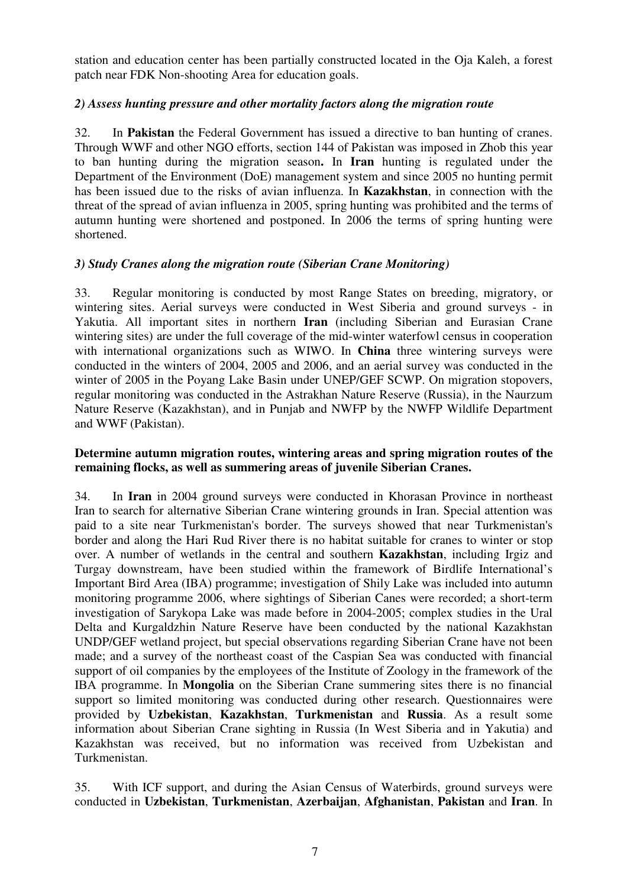station and education center has been partially constructed located in the Oja Kaleh, a forest patch near FDK Non-shooting Area for education goals.

*2) Assess hunting pressure and other mortality factors along the migration route*

32. In **Pakistan** the Federal Government has issued a directive to ban hunting of cranes. Through WWF and other NGO efforts, section 144 of Pakistan was imposed in Zhob this year to ban hunting during the migration season**.** In **Iran** hunting is regulated under the Department of the Environment (DoE) management system and since 2005 no hunting permit has been issued due to the risks of avian influenza. In **Kazakhstan**, in connection with the threat of the spread of avian influenza in 2005, spring hunting was prohibited and the terms of autumn hunting were shortened and postponed. In 2006 the terms of spring hunting were shortened.

*3) Study Cranes along the migration route (Siberian Crane Monitoring)*

33. Regular monitoring is conducted by most Range States on breeding, migratory, or wintering sites. Aerial surveys were conducted in West Siberia and ground surveys - in Yakutia. All important sites in northern **Iran** (including Siberian and Eurasian Crane wintering sites) are under the full coverage of the mid-winter waterfowl census in cooperation with international organizations such as WIWO. In **China** three wintering surveys were conducted in the winters of 2004, 2005 and 2006, and an aerial survey was conducted in the winter of 2005 in the Poyang Lake Basin under UNEP/GEF SCWP. On migration stopovers, regular monitoring was conducted in the Astrakhan Nature Reserve (Russia), in the Naurzum Nature Reserve (Kazakhstan), and in Punjab and NWFP by the NWFP Wildlife Department and WWF (Pakistan).

**Determine autumn migration routes, wintering areas and spring migration routes of the remaining flocks, as well as summering areas of juvenile Siberian Cranes.**

34. In **Iran** in 2004 ground surveys were conducted in Khorasan Province in northeast Iran to search for alternative Siberian Crane wintering grounds in Iran. Special attention was paid to a site near Turkmenistan's border. The surveys showed that near Turkmenistan's border and along the Hari Rud River there is no habitat suitable for cranes to winter or stop over. A number of wetlands in the central and southern **Kazakhstan**, including Irgiz and Turgay downstream, have been studied within the framework of Birdlife International's Important Bird Area (IBA) programme; investigation of Shily Lake was included into autumn monitoring programme 2006, where sightings of Siberian Canes were recorded; a short-term investigation of Sarykopa Lake was made before in 2004-2005; complex studies in the Ural Delta and Kurgaldzhin Nature Reserve have been conducted by the national Kazakhstan UNDP/GEF wetland project, but special observations regarding Siberian Crane have not been made; and a survey of the northeast coast of the Caspian Sea was conducted with financial support of oil companies by the employees of the Institute of Zoology in the framework of the IBA programme. In **Mongolia** on the Siberian Crane summering sites there is no financial support so limited monitoring was conducted during other research. Questionnaires were provided by **Uzbekistan**, **Kazakhstan**, **Turkmenistan** and **Russia**. As a result some information about Siberian Crane sighting in Russia (In West Siberia and in Yakutia) and Kazakhstan was received, but no information was received from Uzbekistan and Turkmenistan.

35. With ICF support, and during the Asian Census of Waterbirds, ground surveys were conducted in **Uzbekistan**, **Turkmenistan**, **Azerbaijan**, **Afghanistan**, **Pakistan** and **Iran**. In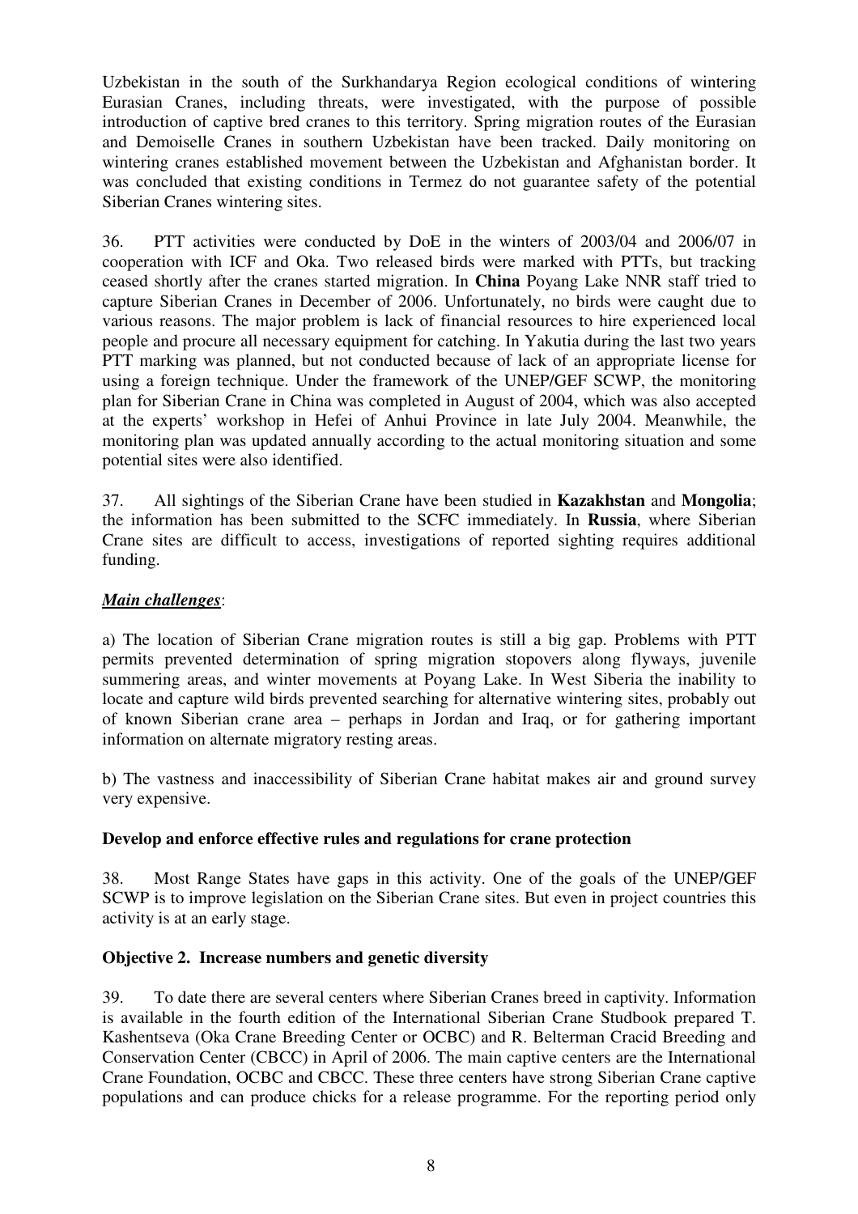Uzbekistan in the south of the Surkhandarya Region ecological conditions of wintering Eurasian Cranes, including threats, were investigated, with the purpose of possible introduction of captive bred cranes to this territory. Spring migration routes of the Eurasian and Demoiselle Cranes in southern Uzbekistan have been tracked. Daily monitoring on wintering cranes established movement between the Uzbekistan and Afghanistan border. It was concluded that existing conditions in Termez do not guarantee safety of the potential Siberian Cranes wintering sites.

36. PTT activities were conducted by DoE in the winters of 2003/04 and 2006/07 in cooperation with ICF and Oka. Two released birds were marked with PTTs, but tracking ceased shortly after the cranes started migration. In **China** Poyang Lake NNR staff tried to capture Siberian Cranes in December of 2006. Unfortunately, no birds were caught due to various reasons. The major problem is lack of financial resources to hire experienced local people and procure all necessary equipment for catching. In Yakutia during the last two years PTT marking was planned, but not conducted because of lack of an appropriate license for using a foreign technique. Under the framework of the UNEP/GEF SCWP, the monitoring plan for Siberian Crane in China was completed in August of 2004, which was also accepted at the experts' workshop in Hefei of Anhui Province in late July 2004. Meanwhile, the monitoring plan was updated annually according to the actual monitoring situation and some potential sites were also identified.

37. All sightings of the Siberian Crane have been studied in **Kazakhstan** and **Mongolia**; the information has been submitted to the SCFC immediately. In **Russia**, where Siberian Crane sites are difficult to access, investigations of reported sighting requires additional funding.

***Main challenges***:

a) The location of Siberian Crane migration routes is still a big gap. Problems with PTT permits prevented determination of spring migration stopovers along flyways, juvenile summering areas, and winter movements at Poyang Lake. In West Siberia the inability to locate and capture wild birds prevented searching for alternative wintering sites, probably out of known Siberian crane area – perhaps in Jordan and Iraq, or for gathering important information on alternate migratory resting areas.

b) The vastness and inaccessibility of Siberian Crane habitat makes air and ground survey very expensive.

**Develop and enforce effective rules and regulations for crane protection**

38. Most Range States have gaps in this activity. One of the goals of the UNEP/GEF SCWP is to improve legislation on the Siberian Crane sites. But even in project countries this activity is at an early stage.

**Objective 2. Increase numbers and genetic diversity**

39. To date there are several centers where Siberian Cranes breed in captivity. Information is available in the fourth edition of the International Siberian Crane Studbook prepared T. Kashentseva (Oka Crane Breeding Center or OCBC) and R. Belterman Cracid Breeding and Conservation Center (CBCC) in April of 2006. The main captive centers are the International Crane Foundation, OCBC and CBCC. These three centers have strong Siberian Crane captive populations and can produce chicks for a release programme. For the reporting period only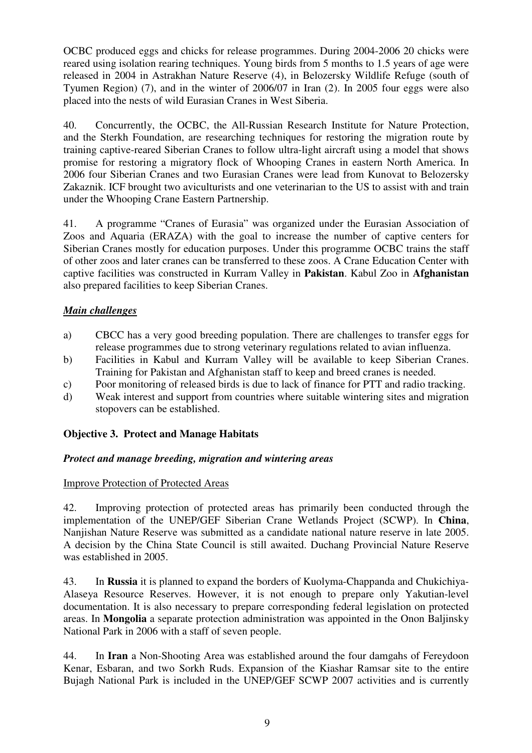OCBC produced eggs and chicks for release programmes. During 2004-2006 20 chicks were reared using isolation rearing techniques. Young birds from 5 months to 1.5 years of age were released in 2004 in Astrakhan Nature Reserve (4), in Belozersky Wildlife Refuge (south of Tyumen Region) (7), and in the winter of 2006/07 in Iran (2). In 2005 four eggs were also placed into the nests of wild Eurasian Cranes in West Siberia.

40. Concurrently, the OCBC, the All-Russian Research Institute for Nature Protection, and the Sterkh Foundation, are researching techniques for restoring the migration route by training captive-reared Siberian Cranes to follow ultra-light aircraft using a model that shows promise for restoring a migratory flock of Whooping Cranes in eastern North America. In 2006 four Siberian Cranes and two Eurasian Cranes were lead from Kunovat to Belozersky Zakaznik. ICF brought two aviculturists and one veterinarian to the US to assist with and train under the Whooping Crane Eastern Partnership.

41. A programme "Cranes of Eurasia" was organized under the Eurasian Association of Zoos and Aquaria (ERAZA) with the goal to increase the number of captive centers for Siberian Cranes mostly for education purposes. Under this programme OCBC trains the staff of other zoos and later cranes can be transferred to these zoos. A Crane Education Center with captive facilities was constructed in Kurram Valley in **Pakistan**. Kabul Zoo in **Afghanistan** also prepared facilities to keep Siberian Cranes.

***Main challenges***

a) CBCC has a very good breeding population. There are challenges to transfer eggs for release programmes due to strong veterinary regulations related to avian influenza.
b) Facilities in Kabul and Kurram Valley will be available to keep Siberian Cranes. Training for Pakistan and Afghanistan staff to keep and breed cranes is needed.
c) Poor monitoring of released birds is due to lack of finance for PTT and radio tracking.
d) Weak interest and support from countries where suitable wintering sites and migration stopovers can be established.

**Objective 3. Protect and Manage Habitats**

***Protect and manage breeding, migration and wintering areas***

Improve Protection of Protected Areas

42. Improving protection of protected areas has primarily been conducted through the implementation of the UNEP/GEF Siberian Crane Wetlands Project (SCWP). In **China**, Nanjishan Nature Reserve was submitted as a candidate national nature reserve in late 2005. A decision by the China State Council is still awaited. Duchang Provincial Nature Reserve was established in 2005.

43. In **Russia** it is planned to expand the borders of Kuolyma-Chappanda and Chukichiya-Alaseya Resource Reserves. However, it is not enough to prepare only Yakutian-level documentation. It is also necessary to prepare corresponding federal legislation on protected areas. In **Mongolia** a separate protection administration was appointed in the Onon Baljinsky National Park in 2006 with a staff of seven people.

44. In **Iran** a Non-Shooting Area was established around the four damgahs of Fereydoon Kenar, Esbaran, and two Sorkh Ruds. Expansion of the Kiashar Ramsar site to the entire Bujagh National Park is included in the UNEP/GEF SCWP 2007 activities and is currently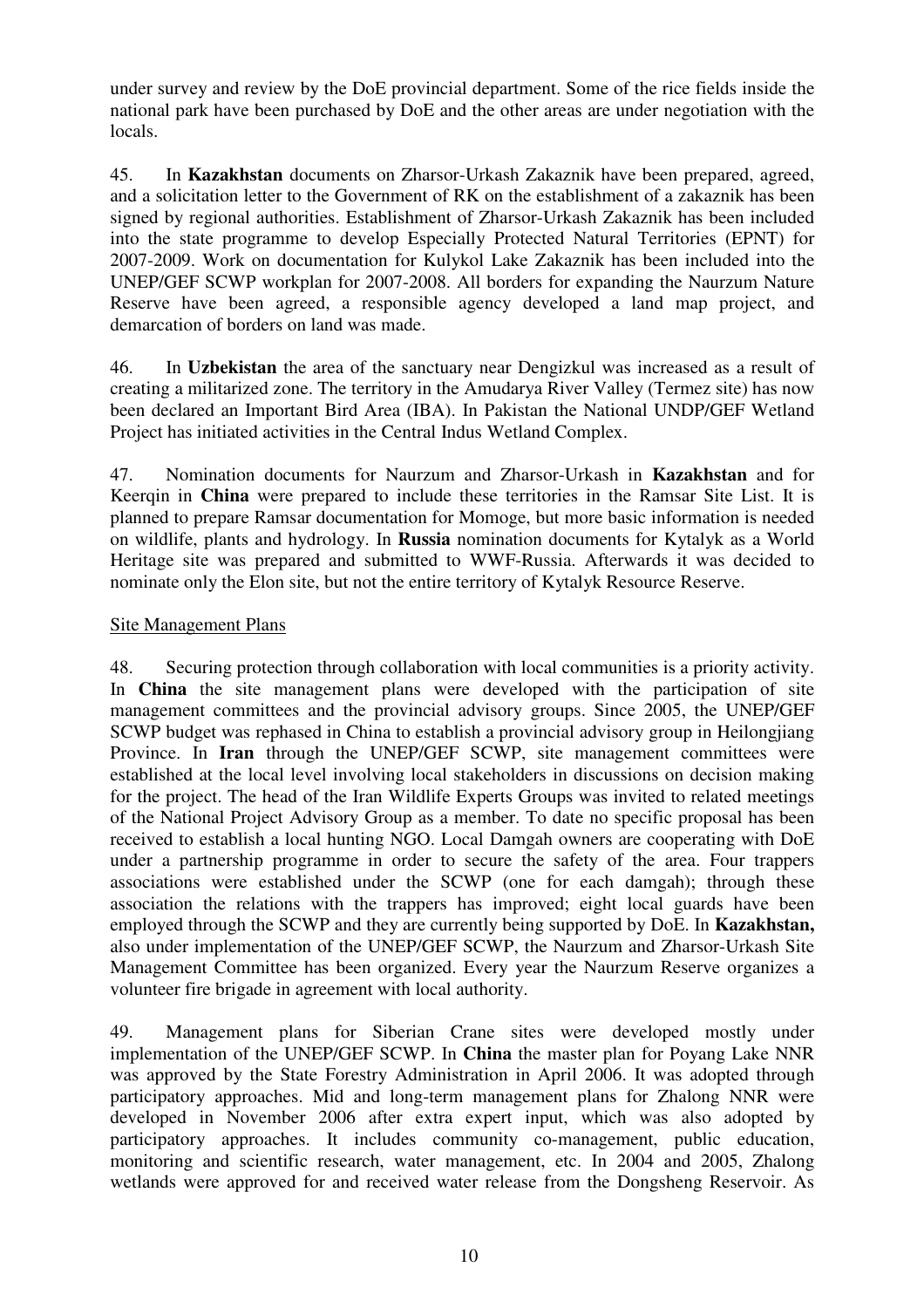under survey and review by the DoE provincial department. Some of the rice fields inside the national park have been purchased by DoE and the other areas are under negotiation with the locals.

45. In **Kazakhstan** documents on Zharsor-Urkash Zakaznik have been prepared, agreed, and a solicitation letter to the Government of RK on the establishment of a zakaznik has been signed by regional authorities. Establishment of Zharsor-Urkash Zakaznik has been included into the state programme to develop Especially Protected Natural Territories (EPNT) for 2007-2009. Work on documentation for Kulykol Lake Zakaznik has been included into the UNEP/GEF SCWP workplan for 2007-2008. All borders for expanding the Naurzum Nature Reserve have been agreed, a responsible agency developed a land map project, and demarcation of borders on land was made.

46. In **Uzbekistan** the area of the sanctuary near Dengizkul was increased as a result of creating a militarized zone. The territory in the Amudarya River Valley (Termez site) has now been declared an Important Bird Area (IBA). In Pakistan the National UNDP/GEF Wetland Project has initiated activities in the Central Indus Wetland Complex.

47. Nomination documents for Naurzum and Zharsor-Urkash in **Kazakhstan** and for Keerqin in **China** were prepared to include these territories in the Ramsar Site List. It is planned to prepare Ramsar documentation for Momoge, but more basic information is needed on wildlife, plants and hydrology. In **Russia** nomination documents for Kytalyk as a World Heritage site was prepared and submitted to WWF-Russia. Afterwards it was decided to nominate only the Elon site, but not the entire territory of Kytalyk Resource Reserve.

Site Management Plans

48. Securing protection through collaboration with local communities is a priority activity. In **China** the site management plans were developed with the participation of site management committees and the provincial advisory groups. Since 2005, the UNEP/GEF SCWP budget was rephased in China to establish a provincial advisory group in Heilongjiang Province. In **Iran** through the UNEP/GEF SCWP, site management committees were established at the local level involving local stakeholders in discussions on decision making for the project. The head of the Iran Wildlife Experts Groups was invited to related meetings of the National Project Advisory Group as a member. To date no specific proposal has been received to establish a local hunting NGO. Local Damgah owners are cooperating with DoE under a partnership programme in order to secure the safety of the area. Four trappers associations were established under the SCWP (one for each damgah); through these association the relations with the trappers has improved; eight local guards have been employed through the SCWP and they are currently being supported by DoE. In **Kazakhstan,** also under implementation of the UNEP/GEF SCWP, the Naurzum and Zharsor-Urkash Site Management Committee has been organized. Every year the Naurzum Reserve organizes a volunteer fire brigade in agreement with local authority.

49. Management plans for Siberian Crane sites were developed mostly under implementation of the UNEP/GEF SCWP. In **China** the master plan for Poyang Lake NNR was approved by the State Forestry Administration in April 2006. It was adopted through participatory approaches. Mid and long-term management plans for Zhalong NNR were developed in November 2006 after extra expert input, which was also adopted by participatory approaches. It includes community co-management, public education, monitoring and scientific research, water management, etc. In 2004 and 2005, Zhalong wetlands were approved for and received water release from the Dongsheng Reservoir. As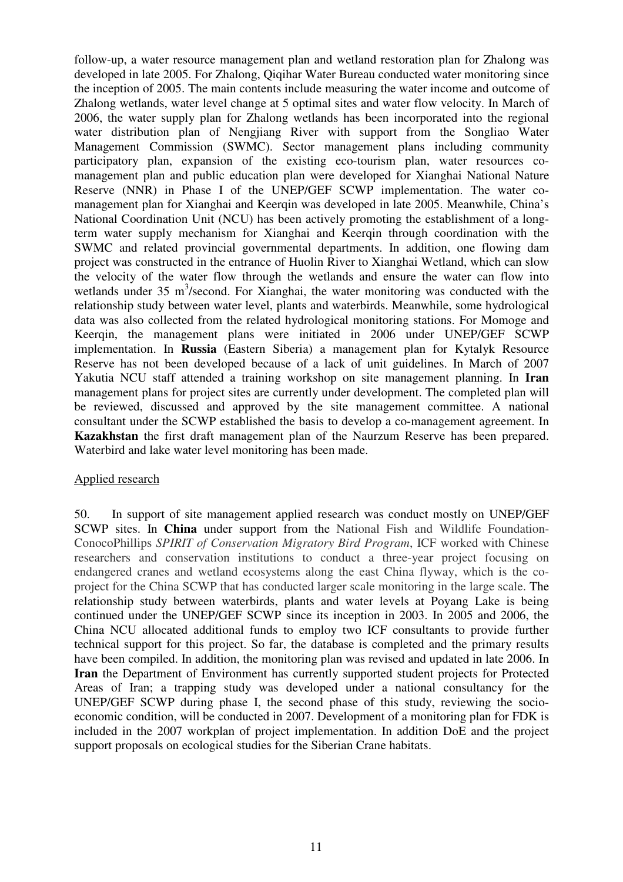follow-up, a water resource management plan and wetland restoration plan for Zhalong was developed in late 2005. For Zhalong, Qiqihar Water Bureau conducted water monitoring since the inception of 2005. The main contents include measuring the water income and outcome of Zhalong wetlands, water level change at 5 optimal sites and water flow velocity. In March of 2006, the water supply plan for Zhalong wetlands has been incorporated into the regional water distribution plan of Nengjiang River with support from the Songliao Water Management Commission (SWMC). Sector management plans including community participatory plan, expansion of the existing eco-tourism plan, water resources co-management plan and public education plan were developed for Xianghai National Nature Reserve (NNR) in Phase I of the UNEP/GEF SCWP implementation. The water co-management plan for Xianghai and Keerqin was developed in late 2005. Meanwhile, China's National Coordination Unit (NCU) has been actively promoting the establishment of a long-term water supply mechanism for Xianghai and Keerqin through coordination with the SWMC and related provincial governmental departments. In addition, one flowing dam project was constructed in the entrance of Huolin River to Xianghai Wetland, which can slow the velocity of the water flow through the wetlands and ensure the water can flow into wetlands under 35 $m^3$/second. For Xianghai, the water monitoring was conducted with the relationship study between water level, plants and waterbirds. Meanwhile, some hydrological data was also collected from the related hydrological monitoring stations. For Momoge and Keerqin, the management plans were initiated in 2006 under UNEP/GEF SCWP implementation. In **Russia** (Eastern Siberia) a management plan for Kytalyk Resource Reserve has not been developed because of a lack of unit guidelines. In March of 2007 Yakutia NCU staff attended a training workshop on site management planning. In **Iran** management plans for project sites are currently under development. The completed plan will be reviewed, discussed and approved by the site management committee. A national consultant under the SCWP established the basis to develop a co-management agreement. In **Kazakhstan** the first draft management plan of the Naurzum Reserve has been prepared. Waterbird and lake water level monitoring has been made.

<u>Applied research</u>

50. In support of site management applied research was conduct mostly on UNEP/GEF SCWP sites. In **China** under support from the National Fish and Wildlife Foundation-ConocoPhillips *SPIRIT of Conservation Migratory Bird Program*, ICF worked with Chinese researchers and conservation institutions to conduct a three-year project focusing on endangered cranes and wetland ecosystems along the east China flyway, which is the co-project for the China SCWP that has conducted larger scale monitoring in the large scale. The relationship study between waterbirds, plants and water levels at Poyang Lake is being continued under the UNEP/GEF SCWP since its inception in 2003. In 2005 and 2006, the China NCU allocated additional funds to employ two ICF consultants to provide further technical support for this project. So far, the database is completed and the primary results have been compiled. In addition, the monitoring plan was revised and updated in late 2006. In **Iran** the Department of Environment has currently supported student projects for Protected Areas of Iran; a trapping study was developed under a national consultancy for the UNEP/GEF SCWP during phase I, the second phase of this study, reviewing the socio-economic condition, will be conducted in 2007. Development of a monitoring plan for FDK is included in the 2007 workplan of project implementation. In addition DoE and the project support proposals on ecological studies for the Siberian Crane habitats.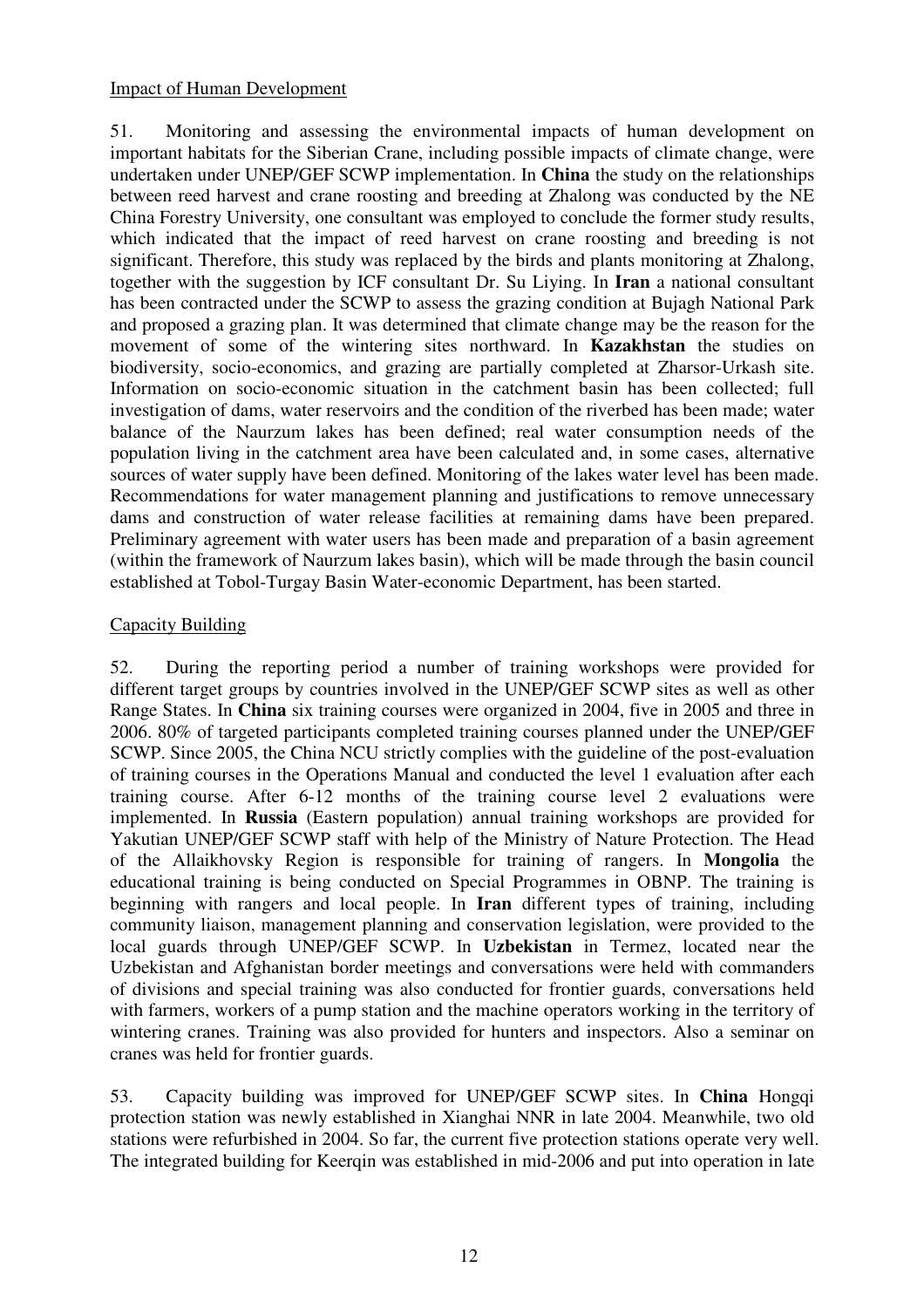Impact of Human Development

51. Monitoring and assessing the environmental impacts of human development on important habitats for the Siberian Crane, including possible impacts of climate change, were undertaken under UNEP/GEF SCWP implementation. In **China** the study on the relationships between reed harvest and crane roosting and breeding at Zhalong was conducted by the NE China Forestry University, one consultant was employed to conclude the former study results, which indicated that the impact of reed harvest on crane roosting and breeding is not significant. Therefore, this study was replaced by the birds and plants monitoring at Zhalong, together with the suggestion by ICF consultant Dr. Su Liying. In **Iran** a national consultant has been contracted under the SCWP to assess the grazing condition at Bujagh National Park and proposed a grazing plan. It was determined that climate change may be the reason for the movement of some of the wintering sites northward. In **Kazakhstan** the studies on biodiversity, socio-economics, and grazing are partially completed at Zharsor-Urkash site. Information on socio-economic situation in the catchment basin has been collected; full investigation of dams, water reservoirs and the condition of the riverbed has been made; water balance of the Naurzum lakes has been defined; real water consumption needs of the population living in the catchment area have been calculated and, in some cases, alternative sources of water supply have been defined. Monitoring of the lakes water level has been made. Recommendations for water management planning and justifications to remove unnecessary dams and construction of water release facilities at remaining dams have been prepared. Preliminary agreement with water users has been made and preparation of a basin agreement (within the framework of Naurzum lakes basin), which will be made through the basin council established at Tobol-Turgay Basin Water-economic Department, has been started.

Capacity Building

52. During the reporting period a number of training workshops were provided for different target groups by countries involved in the UNEP/GEF SCWP sites as well as other Range States. In **China** six training courses were organized in 2004, five in 2005 and three in 2006. 80% of targeted participants completed training courses planned under the UNEP/GEF SCWP. Since 2005, the China NCU strictly complies with the guideline of the post-evaluation of training courses in the Operations Manual and conducted the level 1 evaluation after each training course. After 6-12 months of the training course level 2 evaluations were implemented. In **Russia** (Eastern population) annual training workshops are provided for Yakutian UNEP/GEF SCWP staff with help of the Ministry of Nature Protection. The Head of the Allaikhovsky Region is responsible for training of rangers. In **Mongolia** the educational training is being conducted on Special Programmes in OBNP. The training is beginning with rangers and local people. In **Iran** different types of training, including community liaison, management planning and conservation legislation, were provided to the local guards through UNEP/GEF SCWP. In **Uzbekistan** in Termez, located near the Uzbekistan and Afghanistan border meetings and conversations were held with commanders of divisions and special training was also conducted for frontier guards, conversations held with farmers, workers of a pump station and the machine operators working in the territory of wintering cranes. Training was also provided for hunters and inspectors. Also a seminar on cranes was held for frontier guards.

53. Capacity building was improved for UNEP/GEF SCWP sites. In **China** Hongqi protection station was newly established in Xianghai NNR in late 2004. Meanwhile, two old stations were refurbished in 2004. So far, the current five protection stations operate very well. The integrated building for Keerqin was established in mid-2006 and put into operation in late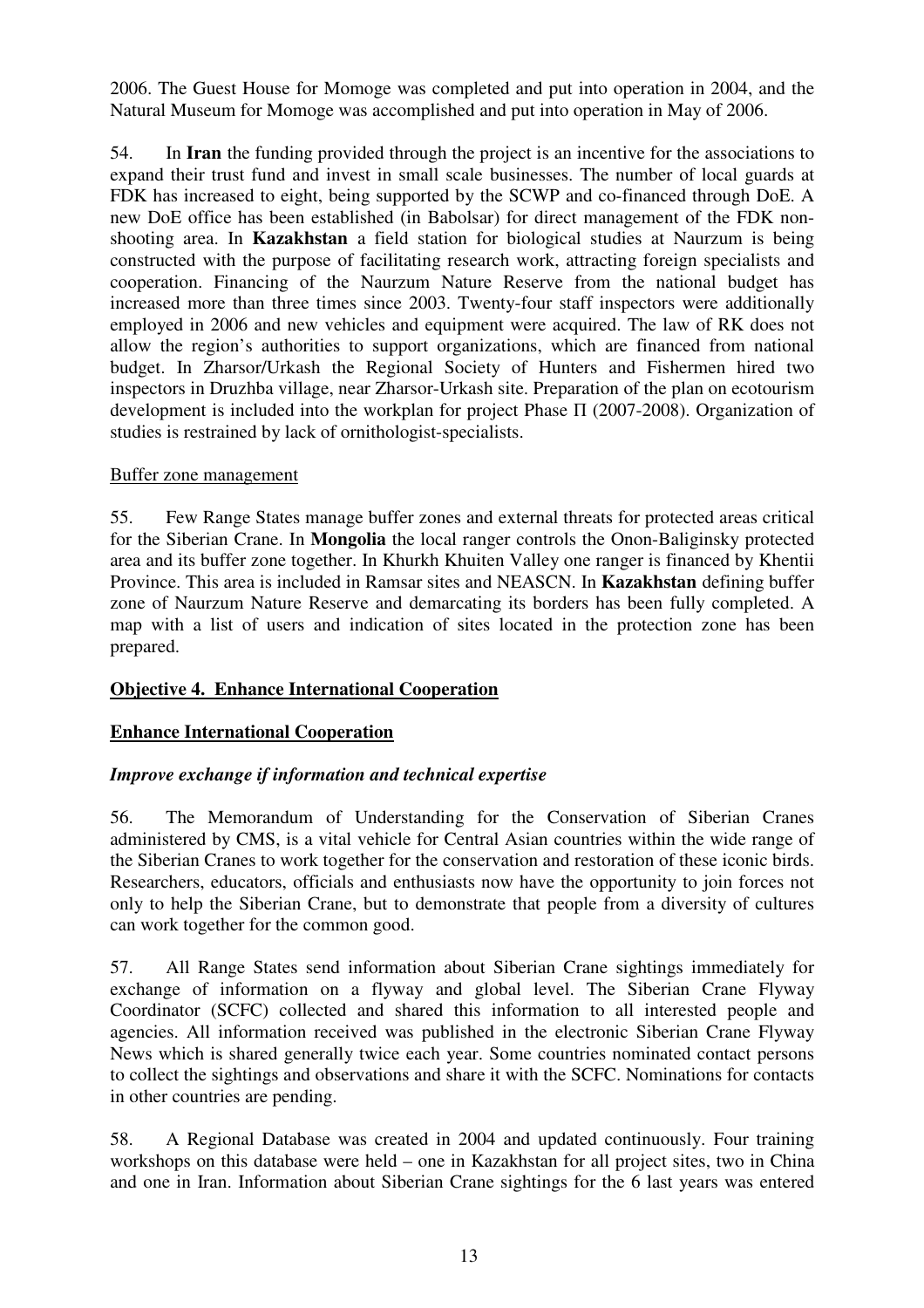2006. The Guest House for Momoge was completed and put into operation in 2004, and the Natural Museum for Momoge was accomplished and put into operation in May of 2006.

54. In **Iran** the funding provided through the project is an incentive for the associations to expand their trust fund and invest in small scale businesses. The number of local guards at FDK has increased to eight, being supported by the SCWP and co-financed through DoE. A new DoE office has been established (in Babolsar) for direct management of the FDK non-shooting area. In **Kazakhstan** a field station for biological studies at Naurzum is being constructed with the purpose of facilitating research work, attracting foreign specialists and cooperation. Financing of the Naurzum Nature Reserve from the national budget has increased more than three times since 2003. Twenty-four staff inspectors were additionally employed in 2006 and new vehicles and equipment were acquired. The law of RK does not allow the region's authorities to support organizations, which are financed from national budget. In Zharsor/Urkash the Regional Society of Hunters and Fishermen hired two inspectors in Druzhba village, near Zharsor-Urkash site. Preparation of the plan on ecotourism development is included into the workplan for project Phase П (2007-2008). Organization of studies is restrained by lack of ornithologist-specialists.

Buffer zone management

55. Few Range States manage buffer zones and external threats for protected areas critical for the Siberian Crane. In **Mongolia** the local ranger controls the Onon-Baliginsky protected area and its buffer zone together. In Khurkh Khuiten Valley one ranger is financed by Khentii Province. This area is included in Ramsar sites and NEASCN. In **Kazakhstan** defining buffer zone of Naurzum Nature Reserve and demarcating its borders has been fully completed. A map with a list of users and indication of sites located in the protection zone has been prepared.

**Objective 4. Enhance International Cooperation**

**Enhance International Cooperation**

***Improve exchange if information and technical expertise***

56. The Memorandum of Understanding for the Conservation of Siberian Cranes administered by CMS, is a vital vehicle for Central Asian countries within the wide range of the Siberian Cranes to work together for the conservation and restoration of these iconic birds. Researchers, educators, officials and enthusiasts now have the opportunity to join forces not only to help the Siberian Crane, but to demonstrate that people from a diversity of cultures can work together for the common good.

57. All Range States send information about Siberian Crane sightings immediately for exchange of information on a flyway and global level. The Siberian Crane Flyway Coordinator (SCFC) collected and shared this information to all interested people and agencies. All information received was published in the electronic Siberian Crane Flyway News which is shared generally twice each year. Some countries nominated contact persons to collect the sightings and observations and share it with the SCFC. Nominations for contacts in other countries are pending.

58. A Regional Database was created in 2004 and updated continuously. Four training workshops on this database were held – one in Kazakhstan for all project sites, two in China and one in Iran. Information about Siberian Crane sightings for the 6 last years was entered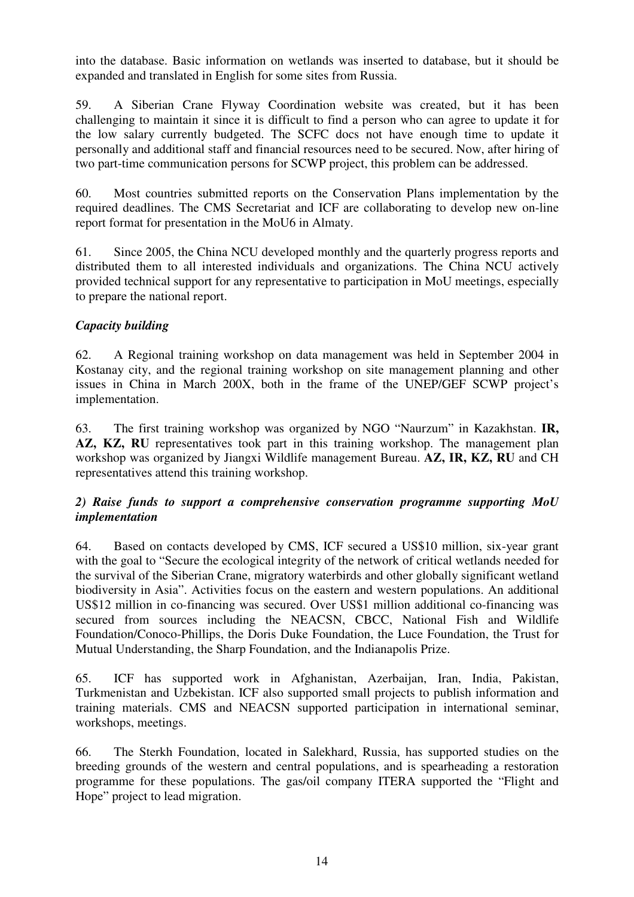into the database. Basic information on wetlands was inserted to database, but it should be expanded and translated in English for some sites from Russia.

59. A Siberian Crane Flyway Coordination website was created, but it has been challenging to maintain it since it is difficult to find a person who can agree to update it for the low salary currently budgeted. The SCFC docs not have enough time to update it personally and additional staff and financial resources need to be secured. Now, after hiring of two part-time communication persons for SCWP project, this problem can be addressed.

60. Most countries submitted reports on the Conservation Plans implementation by the required deadlines. The CMS Secretariat and ICF are collaborating to develop new on-line report format for presentation in the MoU6 in Almaty.

61. Since 2005, the China NCU developed monthly and the quarterly progress reports and distributed them to all interested individuals and organizations. The China NCU actively provided technical support for any representative to participation in MoU meetings, especially to prepare the national report.

***Capacity building***

62. A Regional training workshop on data management was held in September 2004 in Kostanay city, and the regional training workshop on site management planning and other issues in China in March 200X, both in the frame of the UNEP/GEF SCWP project's implementation.

63. The first training workshop was organized by NGO "Naurzum" in Kazakhstan. **IR, AZ, KZ, RU** representatives took part in this training workshop. The management plan workshop was organized by Jiangxi Wildlife management Bureau. **AZ, IR, KZ, RU** and CH representatives attend this training workshop.

***2) Raise funds to support a comprehensive conservation programme supporting MoU implementation***

64. Based on contacts developed by CMS, ICF secured a US$10 million, six-year grant with the goal to "Secure the ecological integrity of the network of critical wetlands needed for the survival of the Siberian Crane, migratory waterbirds and other globally significant wetland biodiversity in Asia". Activities focus on the eastern and western populations. An additional US$12 million in co-financing was secured. Over US$1 million additional co-financing was secured from sources including the NEACSN, CBCC, National Fish and Wildlife Foundation/Conoco-Phillips, the Doris Duke Foundation, the Luce Foundation, the Trust for Mutual Understanding, the Sharp Foundation, and the Indianapolis Prize.

65. ICF has supported work in Afghanistan, Azerbaijan, Iran, India, Pakistan, Turkmenistan and Uzbekistan. ICF also supported small projects to publish information and training materials. CMS and NEACSN supported participation in international seminar, workshops, meetings.

66. The Sterkh Foundation, located in Salekhard, Russia, has supported studies on the breeding grounds of the western and central populations, and is spearheading a restoration programme for these populations. The gas/oil company ITERA supported the "Flight and Hope" project to lead migration.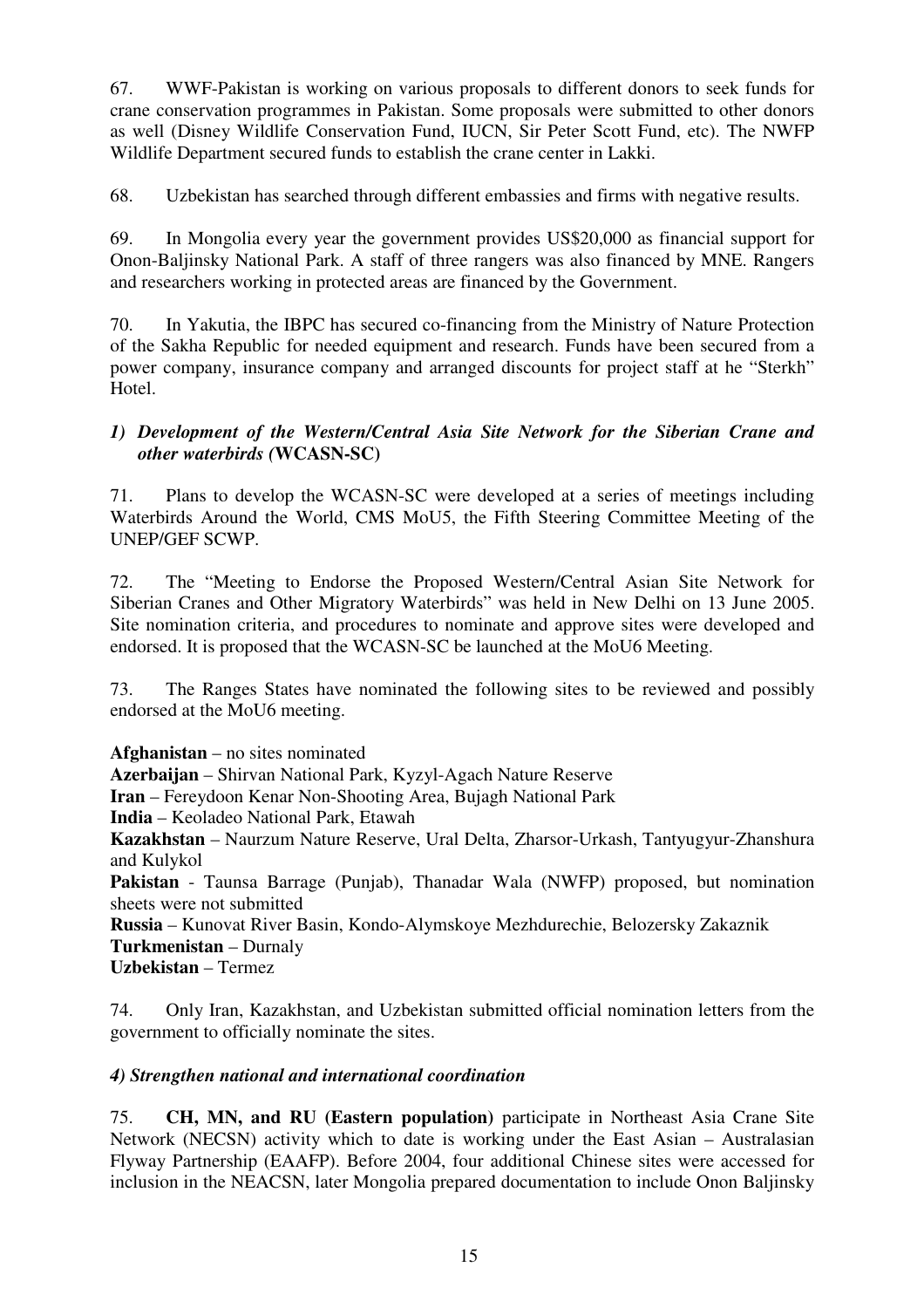67. WWF-Pakistan is working on various proposals to different donors to seek funds for crane conservation programmes in Pakistan. Some proposals were submitted to other donors as well (Disney Wildlife Conservation Fund, IUCN, Sir Peter Scott Fund, etc). The NWFP Wildlife Department secured funds to establish the crane center in Lakki.

68. Uzbekistan has searched through different embassies and firms with negative results.

69. In Mongolia every year the government provides US$20,000 as financial support for Onon-Baljinsky National Park. A staff of three rangers was also financed by MNE. Rangers and researchers working in protected areas are financed by the Government.

70. In Yakutia, the IBPC has secured co-financing from the Ministry of Nature Protection of the Sakha Republic for needed equipment and research. Funds have been secured from a power company, insurance company and arranged discounts for project staff at he "Sterkh" Hotel.

### *1) Development of the Western/Central Asia Site Network for the Siberian Crane and other waterbirds (*WCASN-SC)

71. Plans to develop the WCASN-SC were developed at a series of meetings including Waterbirds Around the World, CMS MoU5, the Fifth Steering Committee Meeting of the UNEP/GEF SCWP.

72. The "Meeting to Endorse the Proposed Western/Central Asian Site Network for Siberian Cranes and Other Migratory Waterbirds" was held in New Delhi on 13 June 2005. Site nomination criteria, and procedures to nominate and approve sites were developed and endorsed. It is proposed that the WCASN-SC be launched at the MoU6 Meeting.

73. The Ranges States have nominated the following sites to be reviewed and possibly endorsed at the MoU6 meeting.

**Afghanistan** – no sites nominated
**Azerbaijan** – Shirvan National Park, Kyzyl-Agach Nature Reserve
**Iran** – Fereydoon Kenar Non-Shooting Area, Bujagh National Park
**India** – Keoladeo National Park, Etawah
**Kazakhstan** – Naurzum Nature Reserve, Ural Delta, Zharsor-Urkash, Tantyugyur-Zhanshura and Kulykol
**Pakistan** - Taunsa Barrage (Punjab), Thanadar Wala (NWFP) proposed, but nomination sheets were not submitted
**Russia** – Kunovat River Basin, Kondo-Alymskoye Mezhdurechie, Belozersky Zakaznik
**Turkmenistan** – Durnaly
**Uzbekistan** – Termez

74. Only Iran, Kazakhstan, and Uzbekistan submitted official nomination letters from the government to officially nominate the sites.

### *4) Strengthen national and international coordination*

75. **CH, MN, and RU (Eastern population)** participate in Northeast Asia Crane Site Network (NECSN) activity which to date is working under the East Asian – Australasian Flyway Partnership (EAAFP). Before 2004, four additional Chinese sites were accessed for inclusion in the NEACSN, later Mongolia prepared documentation to include Onon Baljinsky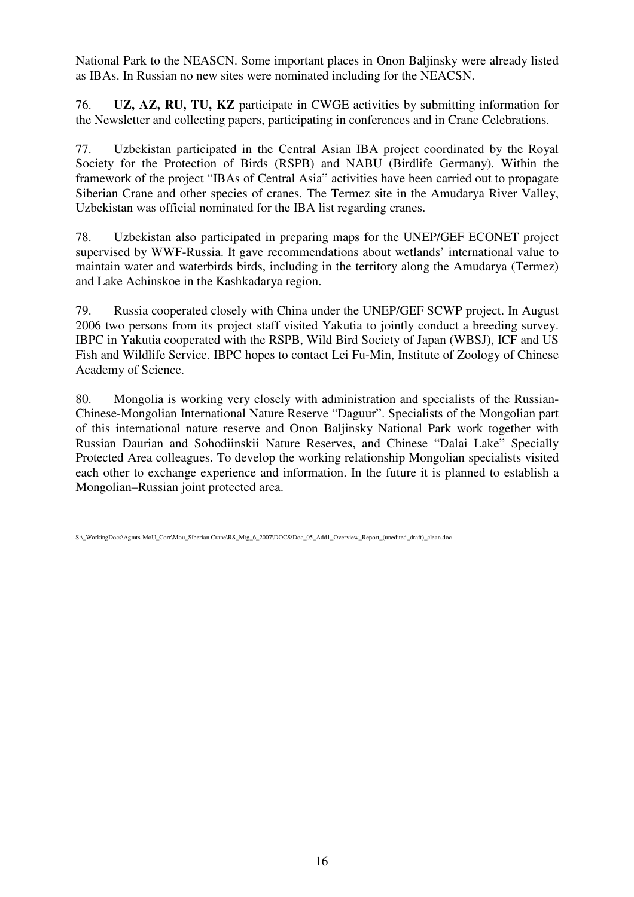National Park to the NEASCN. Some important places in Onon Baljinsky were already listed as IBAs. In Russian no new sites were nominated including for the NEACSN.

76. **UZ, AZ, RU, TU, KZ** participate in CWGE activities by submitting information for the Newsletter and collecting papers, participating in conferences and in Crane Celebrations.

77. Uzbekistan participated in the Central Asian IBA project coordinated by the Royal Society for the Protection of Birds (RSPB) and NABU (Birdlife Germany). Within the framework of the project "IBAs of Central Asia" activities have been carried out to propagate Siberian Crane and other species of cranes. The Termez site in the Amudarya River Valley, Uzbekistan was official nominated for the IBA list regarding cranes.

78. Uzbekistan also participated in preparing maps for the UNEP/GEF ECONET project supervised by WWF-Russia. It gave recommendations about wetlands' international value to maintain water and waterbirds birds, including in the territory along the Amudarya (Termez) and Lake Achinskoe in the Kashkadarya region.

79. Russia cooperated closely with China under the UNEP/GEF SCWP project. In August 2006 two persons from its project staff visited Yakutia to jointly conduct a breeding survey. IBPC in Yakutia cooperated with the RSPB, Wild Bird Society of Japan (WBSJ), ICF and US Fish and Wildlife Service. IBPC hopes to contact Lei Fu-Min, Institute of Zoology of Chinese Academy of Science.

80. Mongolia is working very closely with administration and specialists of the Russian-Chinese-Mongolian International Nature Reserve "Daguur". Specialists of the Mongolian part of this international nature reserve and Onon Baljinsky National Park work together with Russian Daurian and Sohodiinskii Nature Reserves, and Chinese "Dalai Lake" Specially Protected Area colleagues. To develop the working relationship Mongolian specialists visited each other to exchange experience and information. In the future it is planned to establish a Mongolian–Russian joint protected area.

S:\_WorkingDocs\Agmts-MoU_Corr\Mou_Siberian Crane\RS_Mtg_6_2007\DOCS\Doc_05_Add1_Overview_Report_(unedited_draft)_clean.doc